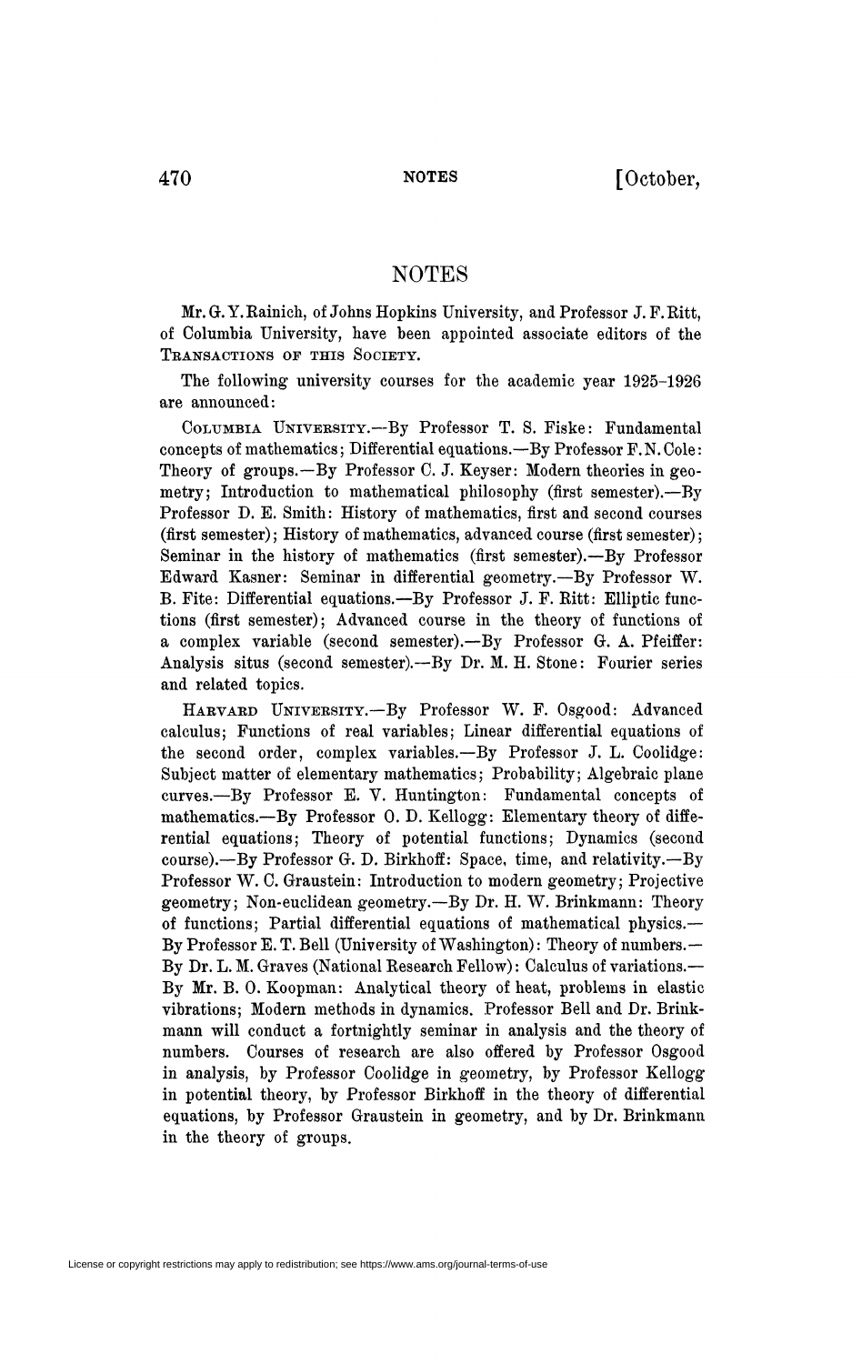# NOTES

Mr. G. Y. Rainich, of Johns Hopkins University, and Professor J. F. Ritt, of Columbia University, have been appointed associate editors of the TRANSACTIONS OF THIS SOCIETY.

The following university courses for the academic year 1925–1926 are announced:

COLUMBIA UNIVERSITY.—By Professor T. S. Fiske: Fundamental concepts of mathematics; Differential equations.—By Professor F. N. Cole: Theory of groups.—By Professor C. J. Keyser: Modern theories in geometry; Introduction to mathematical philosophy (first semester).—By Professor D. E. Smith: History of mathematics, first and second courses (first semester); History of mathematics, advanced course (first semester); Seminar in the history of mathematics (first semester).—By Professor Edward Kasner: Seminar in differential geometry.—By Professor W. B. Fite: Differential equations.—By Professor J. F. Ritt: Elliptic functions (first semester); Advanced course in the theory of functions of a complex variable (second semester).—By Professor G. A. Pfeiffer: Analysis situs (second semester).—By Dr. M. H. Stone: Fourier series and related topics.

HARVARD UNIVERSITY.—By Professor W. F. Osgood: Advanced calculus; Functions of real variables; Linear differential equations of the second order, complex variables.—By Professor J. L. Coolidge: Subject matter of elementary mathematics; Probability; Algebraic plane curves.—By Professor E. V. Huntington: Fundamental concepts of mathematics.—By Professor O. D. Kellogg: Elementary theory of differential equations; Theory of potential functions; Dynamics (second course).—By Professor G. D. Birkhoff: Space, time, and relativity.—By Professor W. C. Graustein: Introduction to modern geometry; Projective geometry; Non-euclidean geometry.—By Dr. H. W. Brinkmann: Theory of functions; Partial differential equations of mathematical physics.—By Professor E. T. Bell (University of Washington): Theory of numbers.—By Dr. L. M. Graves (National Research Fellow): Calculus of variations.—By Mr. B. O. Koopman: Analytical theory of heat, problems in elastic vibrations; Modern methods in dynamics. Professor Bell and Dr. Brinkmann will conduct a fortnightly seminar in analysis and the theory of numbers. Courses of research are also offered by Professor Osgood in analysis, by Professor Coolidge in geometry, by Professor Kellogg in potential theory, by Professor Birkhoff in the theory of differential equations, by Professor Graustein in geometry, and by Dr. Brinkmann in the theory of groups.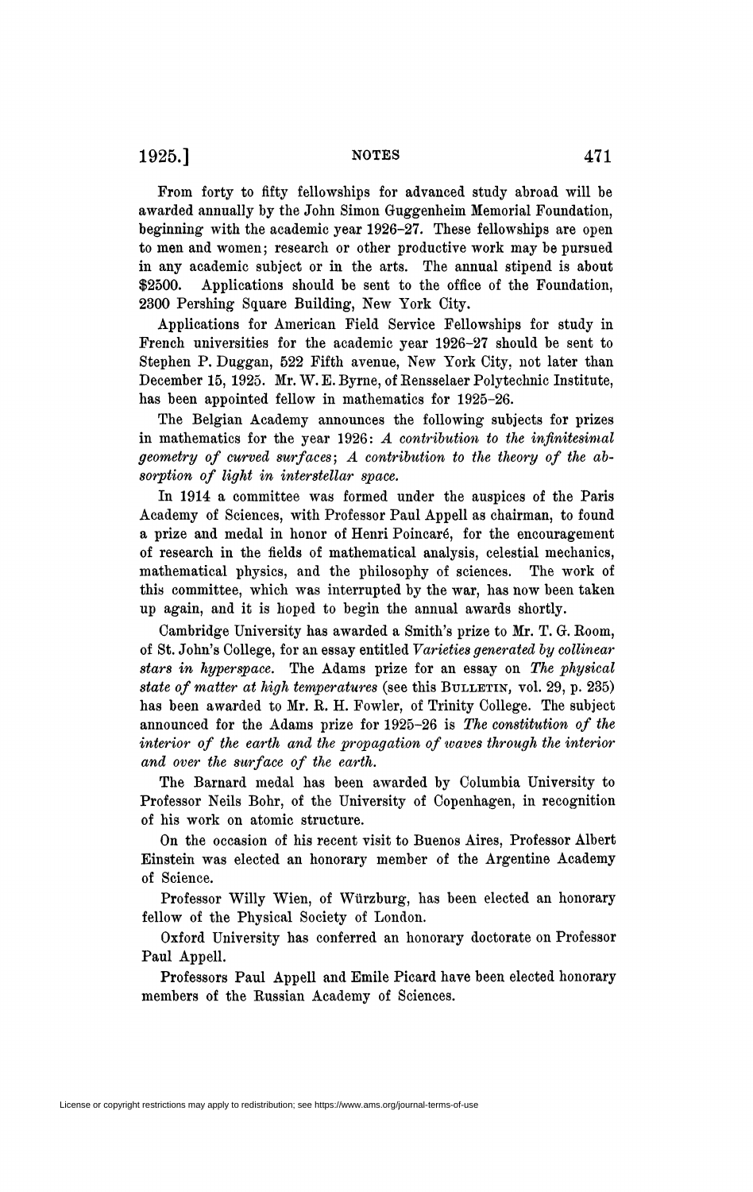From forty to fifty fellowships for advanced study abroad will be awarded annually by the John Simon Guggenheim Memorial Foundation, beginning with the academic year 1926–27. These fellowships are open to men and women; research or other productive work may be pursued in any academic subject or in the arts. The annual stipend is about \$2500. Applications should be sent to the office of the Foundation, 2300 Pershing Square Building, New York City.

Applications for American Field Service Fellowships for study in French universities for the academic year 1926–27 should be sent to Stephen P. Duggan, 522 Fifth avenue, New York City, not later than December 15, 1925. Mr. W. E. Byrne, of Rensselaer Polytechnic Institute, has been appointed fellow in mathematics for 1925–26.

The Belgian Academy announces the following subjects for prizes in mathematics for the year 1926: *A contribution to the infinitesimal geometry of curved surfaces*; *A contribution to the theory of the absorption of light in interstellar space.*

In 1914 a committee was formed under the auspices of the Paris Academy of Sciences, with Professor Paul Appell as chairman, to found a prize and medal in honor of Henri Poincaré, for the encouragement of research in the fields of mathematical analysis, celestial mechanics, mathematical physics, and the philosophy of sciences. The work of this committee, which was interrupted by the war, has now been taken up again, and it is hoped to begin the annual awards shortly.

Cambridge University has awarded a Smith's prize to Mr. T. G. Room, of St. John's College, for an essay entitled *Varieties generated by collinear stars in hyperspace.* The Adams prize for an essay on *The physical state of matter at high temperatures* (see this BULLETIN, vol. 29, p. 235) has been awarded to Mr. R. H. Fowler, of Trinity College. The subject announced for the Adams prize for 1925–26 is *The constitution of the interior of the earth and the propagation of waves through the interior and over the surface of the earth.*

The Barnard medal has been awarded by Columbia University to Professor Neils Bohr, of the University of Copenhagen, in recognition of his work on atomic structure.

On the occasion of his recent visit to Buenos Aires, Professor Albert Einstein was elected an honorary member of the Argentine Academy of Science.

Professor Willy Wien, of Würzburg, has been elected an honorary fellow of the Physical Society of London.

Oxford University has conferred an honorary doctorate on Professor Paul Appell.

Professors Paul Appell and Emile Picard have been elected honorary members of the Russian Academy of Sciences.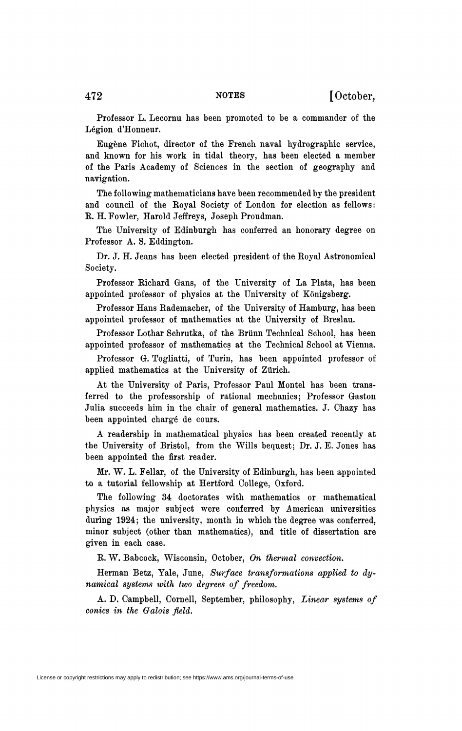Professor L. Lecornu has been promoted to be a commander of the Légion d'Honneur.

Eugène Fichot, director of the French naval hydrographic service, and known for his work in tidal theory, has been elected a member of the Paris Academy of Sciences in the section of geography and navigation.

The following mathematicians have been recommended by the president and council of the Royal Society of London for election as fellows: R. H. Fowler, Harold Jeffreys, Joseph Proudman.

The University of Edinburgh has conferred an honorary degree on Professor A. S. Eddington.

Dr. J. H. Jeans has been elected president of the Royal Astronomical Society.

Professor Richard Gans, of the University of La Plata, has been appointed professor of physics at the University of Königsberg.

Professor Hans Rademacher, of the University of Hamburg, has been appointed professor of mathematics at the University of Breslau.

Professor Lothar Schrutka, of the Brünn Technical School, has been appointed professor of mathematics at the Technical School at Vienna.

Professor G. Togliatti, of Turin, has been appointed professor of applied mathematics at the University of Zürich.

At the University of Paris, Professor Paul Montel has been transferred to the professorship of rational mechanics; Professor Gaston Julia succeeds him in the chair of general mathematics. J. Chazy has been appointed chargé de cours.

A readership in mathematical physics has been created recently at the University of Bristol, from the Wills bequest; Dr. J. E. Jones has been appointed the first reader.

Mr. W. L. Fellar, of the University of Edinburgh, has been appointed to a tutorial fellowship at Hertford College, Oxford.

The following 34 doctorates with mathematics or mathematical physics as major subject were conferred by American universities during 1924; the university, month in which the degree was conferred, minor subject (other than mathematics), and title of dissertation are given in each case.

R. W. Babcock, Wisconsin, October, *On thermal convection.*

Herman Betz, Yale, June, *Surface transformations applied to dynamical systems with two degrees of freedom.*

A. D. Campbell, Cornell, September, philosophy, *Linear systems of conics in the Galois field.*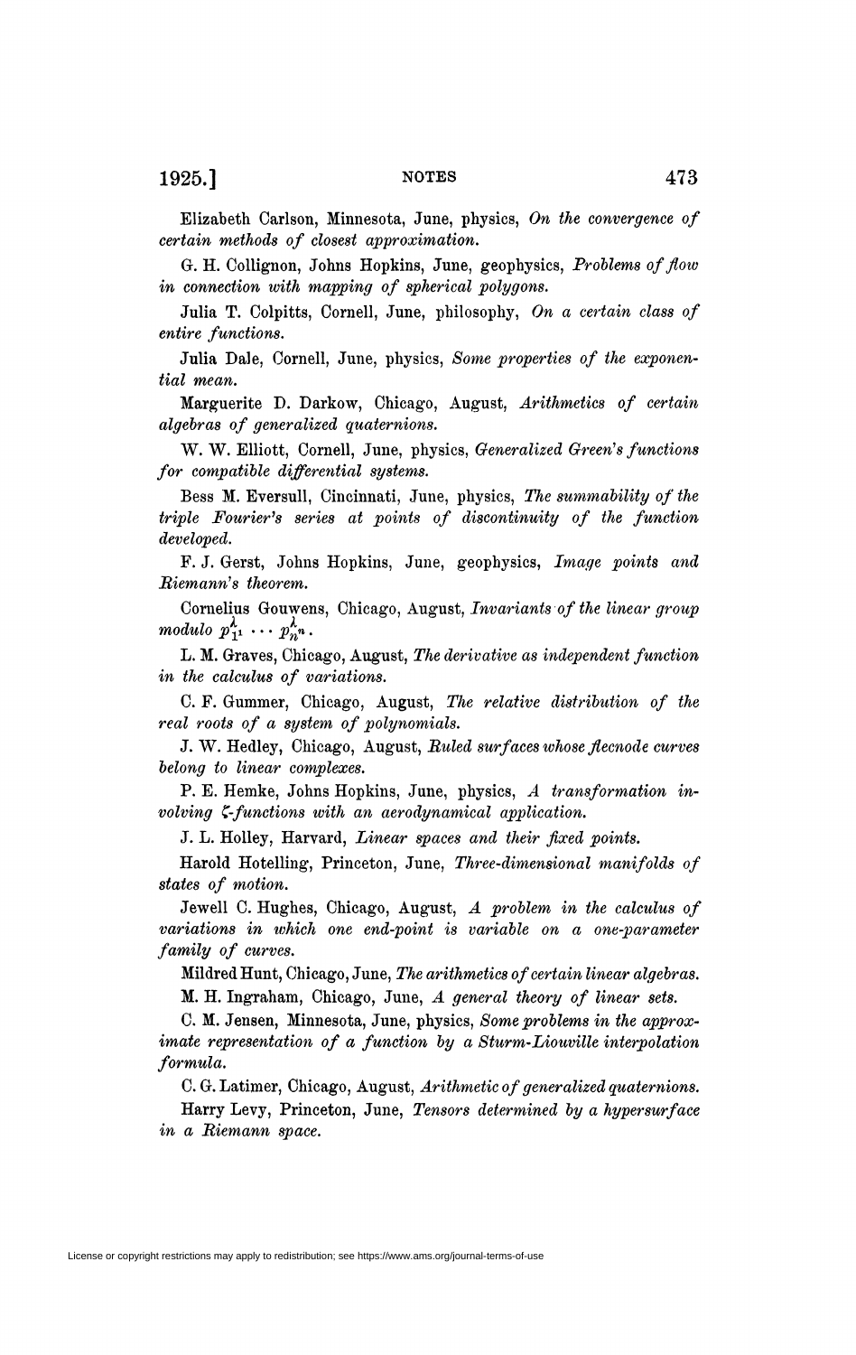Elizabeth Carlson, Minnesota, June, physics, *On the convergence of certain methods of closest approximation.*

G. H. Collignon, Johns Hopkins, June, geophysics, *Problems of flow in connection with mapping of spherical polygons.*

Julia T. Colpitts, Cornell, June, philosophy, *On a certain class of entire functions.*

Julia Dale, Cornell, June, physics, *Some properties of the exponential mean.*

Marguerite D. Darkow, Chicago, August, *Arithmetics of certain algebras of generalized quaternions.*

W. W. Elliott, Cornell, June, physics, *Generalized Green's functions for compatible differential systems.*

Bess M. Eversull, Cincinnati, June, physics, *The summability of the triple Fourier's series at points of discontinuity of the function developed.*

F. J. Gerst, Johns Hopkins, June, geophysics, *Image points and Riemann's theorem.*

Cornelius Gouwens, Chicago, August, *Invariants of the linear group modulo* $p_1^{\lambda_1} \cdots p_n^{\lambda_n}$.

L. M. Graves, Chicago, August, *The derivative as independent function in the calculus of variations.*

C. F. Gummer, Chicago, August, *The relative distribution of the real roots of a system of polynomials.*

J. W. Hedley, Chicago, August, *Ruled surfaces whose flecnode curves belong to linear complexes.*

P. E. Hemke, Johns Hopkins, June, physics, *A transformation involving* $\zeta$*-functions with an aerodynamical application.*

J. L. Holley, Harvard, *Linear spaces and their fixed points.*

Harold Hotelling, Princeton, June, *Three-dimensional manifolds of states of motion.*

Jewell C. Hughes, Chicago, August, *A problem in the calculus of variations in which one end-point is variable on a one-parameter family of curves.*

Mildred Hunt, Chicago, June, *The arithmetics of certain linear algebras.*

M. H. Ingraham, Chicago, June, *A general theory of linear sets.*

C. M. Jensen, Minnesota, June, physics, *Some problems in the approximate representation of a function by a Sturm-Liouville interpolation formula.*

C. G. Latimer, Chicago, August, *Arithmetic of generalized quaternions.*

Harry Levy, Princeton, June, *Tensors determined by a hypersurface in a Riemann space.*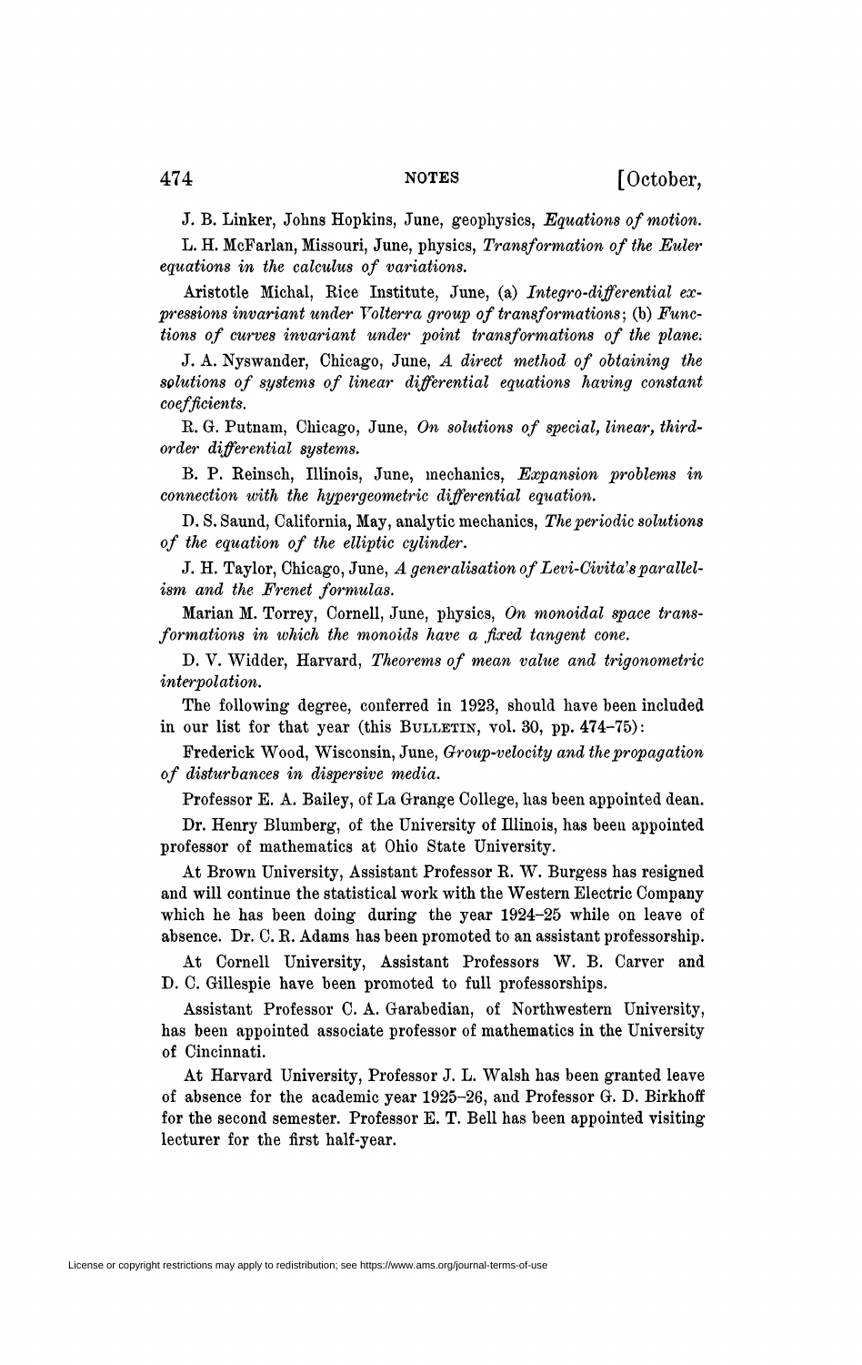J. B. Linker, Johns Hopkins, June, geophysics, *Equations of motion.*

L. H. McFarlan, Missouri, June, physics, *Transformation of the Euler equations in the calculus of variations.*

Aristotle Michal, Rice Institute, June, (a) *Integro-differential expressions invariant under Volterra group of transformations*; (b) *Functions of curves invariant under point transformations of the plane.*

J. A. Nyswander, Chicago, June, *A direct method of obtaining the solutions of systems of linear differential equations having constant coefficients.*

R. G. Putnam, Chicago, June, *On solutions of special, linear, third-order differential systems.*

B. P. Reinsch, Illinois, June, mechanics, *Expansion problems in connection with the hypergeometric differential equation.*

D. S. Saund, California, May, analytic mechanics, *The periodic solutions of the equation of the elliptic cylinder.*

J. H. Taylor, Chicago, June, *A generalisation of Levi-Civita's parallelism and the Frenet formulas.*

Marian M. Torrey, Cornell, June, physics, *On monoidal space transformations in which the monoids have a fixed tangent cone.*

D. V. Widder, Harvard, *Theorems of mean value and trigonometric interpolation.*

The following degree, conferred in 1923, should have been included in our list for that year (this BULLETIN, vol. 30, pp. 474–75):

Frederick Wood, Wisconsin, June, *Group-velocity and the propagation of disturbances in dispersive media.*

Professor E. A. Bailey, of La Grange College, has been appointed dean.

Dr. Henry Blumberg, of the University of Illinois, has been appointed professor of mathematics at Ohio State University.

At Brown University, Assistant Professor R. W. Burgess has resigned and will continue the statistical work with the Western Electric Company which he has been doing during the year 1924–25 while on leave of absence. Dr. C. R. Adams has been promoted to an assistant professorship.

At Cornell University, Assistant Professors W. B. Carver and D. C. Gillespie have been promoted to full professorships.

Assistant Professor C. A. Garabedian, of Northwestern University, has been appointed associate professor of mathematics in the University of Cincinnati.

At Harvard University, Professor J. L. Walsh has been granted leave of absence for the academic year 1925–26, and Professor G. D. Birkhoff for the second semester. Professor E. T. Bell has been appointed visiting lecturer for the first half-year.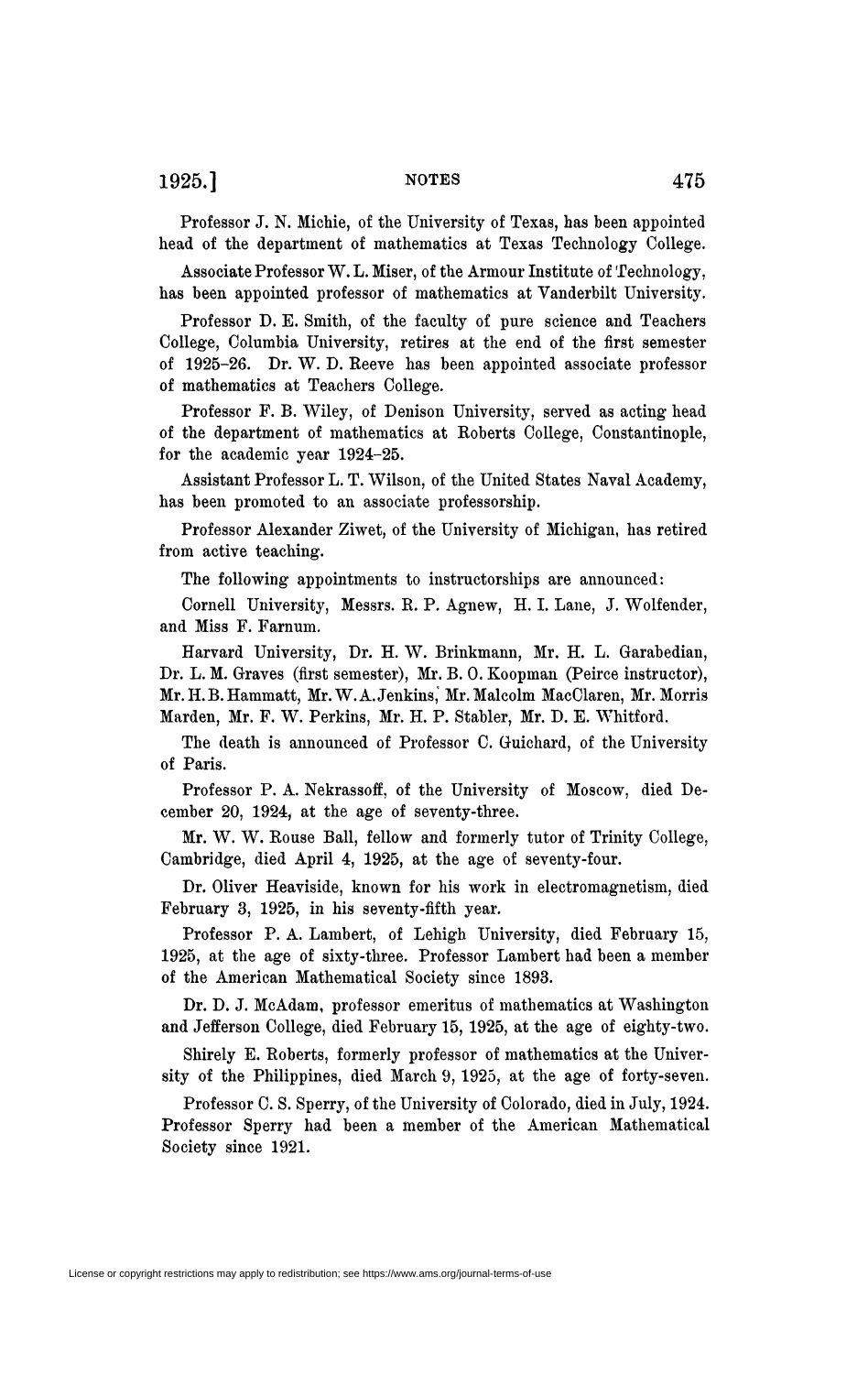Professor J. N. Michie, of the University of Texas, has been appointed head of the department of mathematics at Texas Technology College.

Associate Professor W. L. Miser, of the Armour Institute of Technology, has been appointed professor of mathematics at Vanderbilt University.

Professor D. E. Smith, of the faculty of pure science and Teachers College, Columbia University, retires at the end of the first semester of 1925–26. Dr. W. D. Reeve has been appointed associate professor of mathematics at Teachers College.

Professor F. B. Wiley, of Denison University, served as acting head of the department of mathematics at Roberts College, Constantinople, for the academic year 1924–25.

Assistant Professor L. T. Wilson, of the United States Naval Academy, has been promoted to an associate professorship.

Professor Alexander Ziwet, of the University of Michigan, has retired from active teaching.

The following appointments to instructorships are announced:

Cornell University, Messrs. R. P. Agnew, H. I. Lane, J. Wolfender, and Miss F. Farnum.

Harvard University, Dr. H. W. Brinkmann, Mr. H. L. Garabedian, Dr. L. M. Graves (first semester), Mr. B. O. Koopman (Peirce instructor), Mr. H. B. Hammatt, Mr. W. A. Jenkins, Mr. Malcolm MacClaren, Mr. Morris Marden, Mr. F. W. Perkins, Mr. H. P. Stabler, Mr. D. E. Whitford.

The death is announced of Professor C. Guichard, of the University of Paris.

Professor P. A. Nekrassoff, of the University of Moscow, died December 20, 1924, at the age of seventy-three.

Mr. W. W. Rouse Ball, fellow and formerly tutor of Trinity College, Cambridge, died April 4, 1925, at the age of seventy-four.

Dr. Oliver Heaviside, known for his work in electromagnetism, died February 3, 1925, in his seventy-fifth year.

Professor P. A. Lambert, of Lehigh University, died February 15, 1925, at the age of sixty-three. Professor Lambert had been a member of the American Mathematical Society since 1893.

Dr. D. J. McAdam, professor emeritus of mathematics at Washington and Jefferson College, died February 15, 1925, at the age of eighty-two.

Shirely E. Roberts, formerly professor of mathematics at the University of the Philippines, died March 9, 1925, at the age of forty-seven.

Professor C. S. Sperry, of the University of Colorado, died in July, 1924. Professor Sperry had been a member of the American Mathematical Society since 1921.